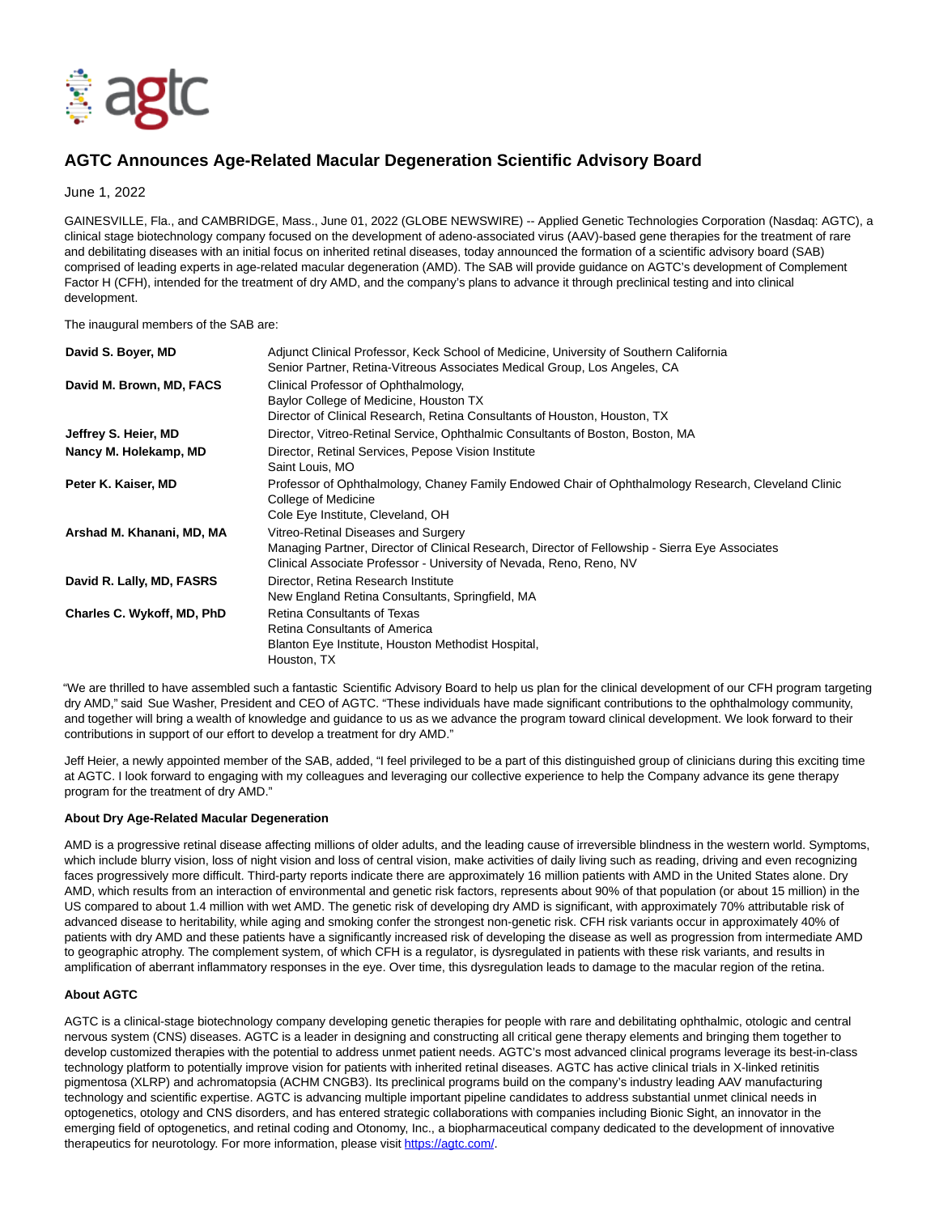# AGTC Announces Age-Related Macular Degeneration Scientific Advisory Board

June 1, 2022

GAINESVILLE, Fla., and CAMBRIDGE, Mass., June 01, 2022 (GLOBE NEWSWIRE) -- Applied Genetic Technologies Corporation (Nasdaq: AGTC), a clinical stage biotechnology company focused on the development of adeno-associated virus (AAV)-based gene therapies for the treatment of rare and debilitating diseases with an initial focus on inherited retinal diseases, today announced the formation of a scientific advisory board (SAB) comprised of leading experts in age-related macular degeneration (AMD). The SAB will provide guidance on AGTC's development of Complement Factor H (CFH), intended for the treatment of dry AMD, and the company's plans to advance it through preclinical testing and into clinical development.

The inaugural members of the SAB are:

| | |
|---|---|
| **David S. Boyer, MD** | Adjunct Clinical Professor, Keck School of Medicine, University of Southern California<br>Senior Partner, Retina-Vitreous Associates Medical Group, Los Angeles, CA |
| **David M. Brown, MD, FACS** | Clinical Professor of Ophthalmology,<br>Baylor College of Medicine, Houston TX<br>Director of Clinical Research, Retina Consultants of Houston, Houston, TX |
| **Jeffrey S. Heier, MD** | Director, Vitreo-Retinal Service, Ophthalmic Consultants of Boston, Boston, MA |
| **Nancy M. Holekamp, MD** | Director, Retinal Services, Pepose Vision Institute<br>Saint Louis, MO |
| **Peter K. Kaiser, MD** | Professor of Ophthalmology, Chaney Family Endowed Chair of Ophthalmology Research, Cleveland Clinic College of Medicine<br>Cole Eye Institute, Cleveland, OH |
| **Arshad M. Khanani, MD, MA** | Vitreo-Retinal Diseases and Surgery<br>Managing Partner, Director of Clinical Research, Director of Fellowship - Sierra Eye Associates<br>Clinical Associate Professor - University of Nevada, Reno, Reno, NV |
| **David R. Lally, MD, FASRS** | Director, Retina Research Institute<br>New England Retina Consultants, Springfield, MA |
| **Charles C. Wykoff, MD, PhD** | Retina Consultants of Texas<br>Retina Consultants of America<br>Blanton Eye Institute, Houston Methodist Hospital,<br>Houston, TX |

"We are thrilled to have assembled such a fantastic Scientific Advisory Board to help us plan for the clinical development of our CFH program targeting dry AMD," said Sue Washer, President and CEO of AGTC. "These individuals have made significant contributions to the ophthalmology community, and together will bring a wealth of knowledge and guidance to us as we advance the program toward clinical development. We look forward to their contributions in support of our effort to develop a treatment for dry AMD."

Jeff Heier, a newly appointed member of the SAB, added, "I feel privileged to be a part of this distinguished group of clinicians during this exciting time at AGTC. I look forward to engaging with my colleagues and leveraging our collective experience to help the Company advance its gene therapy program for the treatment of dry AMD."

**About Dry Age-Related Macular Degeneration**

AMD is a progressive retinal disease affecting millions of older adults, and the leading cause of irreversible blindness in the western world. Symptoms, which include blurry vision, loss of night vision and loss of central vision, make activities of daily living such as reading, driving and even recognizing faces progressively more difficult. Third-party reports indicate there are approximately 16 million patients with AMD in the United States alone. Dry AMD, which results from an interaction of environmental and genetic risk factors, represents about 90% of that population (or about 15 million) in the US compared to about 1.4 million with wet AMD. The genetic risk of developing dry AMD is significant, with approximately 70% attributable risk of advanced disease to heritability, while aging and smoking confer the strongest non-genetic risk. CFH risk variants occur in approximately 40% of patients with dry AMD and these patients have a significantly increased risk of developing the disease as well as progression from intermediate AMD to geographic atrophy. The complement system, of which CFH is a regulator, is dysregulated in patients with these risk variants, and results in amplification of aberrant inflammatory responses in the eye. Over time, this dysregulation leads to damage to the macular region of the retina.

**About AGTC**

AGTC is a clinical-stage biotechnology company developing genetic therapies for people with rare and debilitating ophthalmic, otologic and central nervous system (CNS) diseases. AGTC is a leader in designing and constructing all critical gene therapy elements and bringing them together to develop customized therapies with the potential to address unmet patient needs. AGTC's most advanced clinical programs leverage its best-in-class technology platform to potentially improve vision for patients with inherited retinal diseases. AGTC has active clinical trials in X-linked retinitis pigmentosa (XLRP) and achromatopsia (ACHM CNGB3). Its preclinical programs build on the company's industry leading AAV manufacturing technology and scientific expertise. AGTC is advancing multiple important pipeline candidates to address substantial unmet clinical needs in optogenetics, otology and CNS disorders, and has entered strategic collaborations with companies including Bionic Sight, an innovator in the emerging field of optogenetics, and retinal coding and Otonomy, Inc., a biopharmaceutical company dedicated to the development of innovative therapeutics for neurotology. For more information, please visit https://agtc.com/.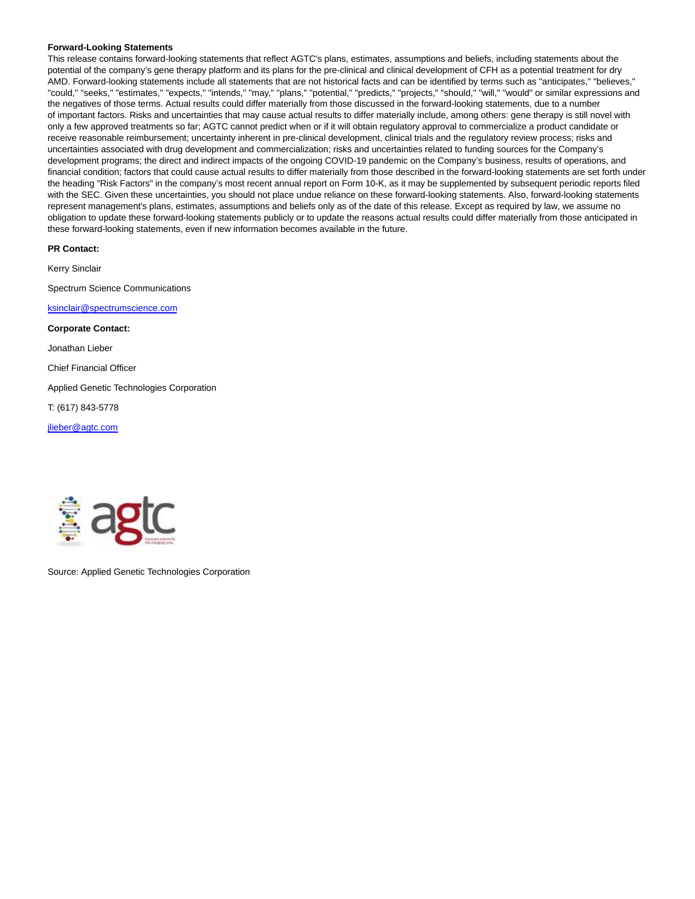**Forward-Looking Statements**

This release contains forward-looking statements that reflect AGTC's plans, estimates, assumptions and beliefs, including statements about the potential of the company's gene therapy platform and its plans for the pre-clinical and clinical development of CFH as a potential treatment for dry AMD. Forward-looking statements include all statements that are not historical facts and can be identified by terms such as "anticipates," "believes," "could," "seeks," "estimates," "expects," "intends," "may," "plans," "potential," "predicts," "projects," "should," "will," "would" or similar expressions and the negatives of those terms. Actual results could differ materially from those discussed in the forward-looking statements, due to a number of important factors. Risks and uncertainties that may cause actual results to differ materially include, among others: gene therapy is still novel with only a few approved treatments so far; AGTC cannot predict when or if it will obtain regulatory approval to commercialize a product candidate or receive reasonable reimbursement; uncertainty inherent in pre-clinical development, clinical trials and the regulatory review process; risks and uncertainties associated with drug development and commercialization; risks and uncertainties related to funding sources for the Company's development programs; the direct and indirect impacts of the ongoing COVID-19 pandemic on the Company's business, results of operations, and financial condition; factors that could cause actual results to differ materially from those described in the forward-looking statements are set forth under the heading "Risk Factors" in the company's most recent annual report on Form 10-K, as it may be supplemented by subsequent periodic reports filed with the SEC. Given these uncertainties, you should not place undue reliance on these forward-looking statements. Also, forward-looking statements represent management's plans, estimates, assumptions and beliefs only as of the date of this release. Except as required by law, we assume no obligation to update these forward-looking statements publicly or to update the reasons actual results could differ materially from those anticipated in these forward-looking statements, even if new information becomes available in the future.

**PR Contact:**

Kerry Sinclair

Spectrum Science Communications

ksinclair@spectrumscience.com

**Corporate Contact:**

Jonathan Lieber

Chief Financial Officer

Applied Genetic Technologies Corporation

T: (617) 843-5778

jlieber@agtc.com

Source: Applied Genetic Technologies Corporation